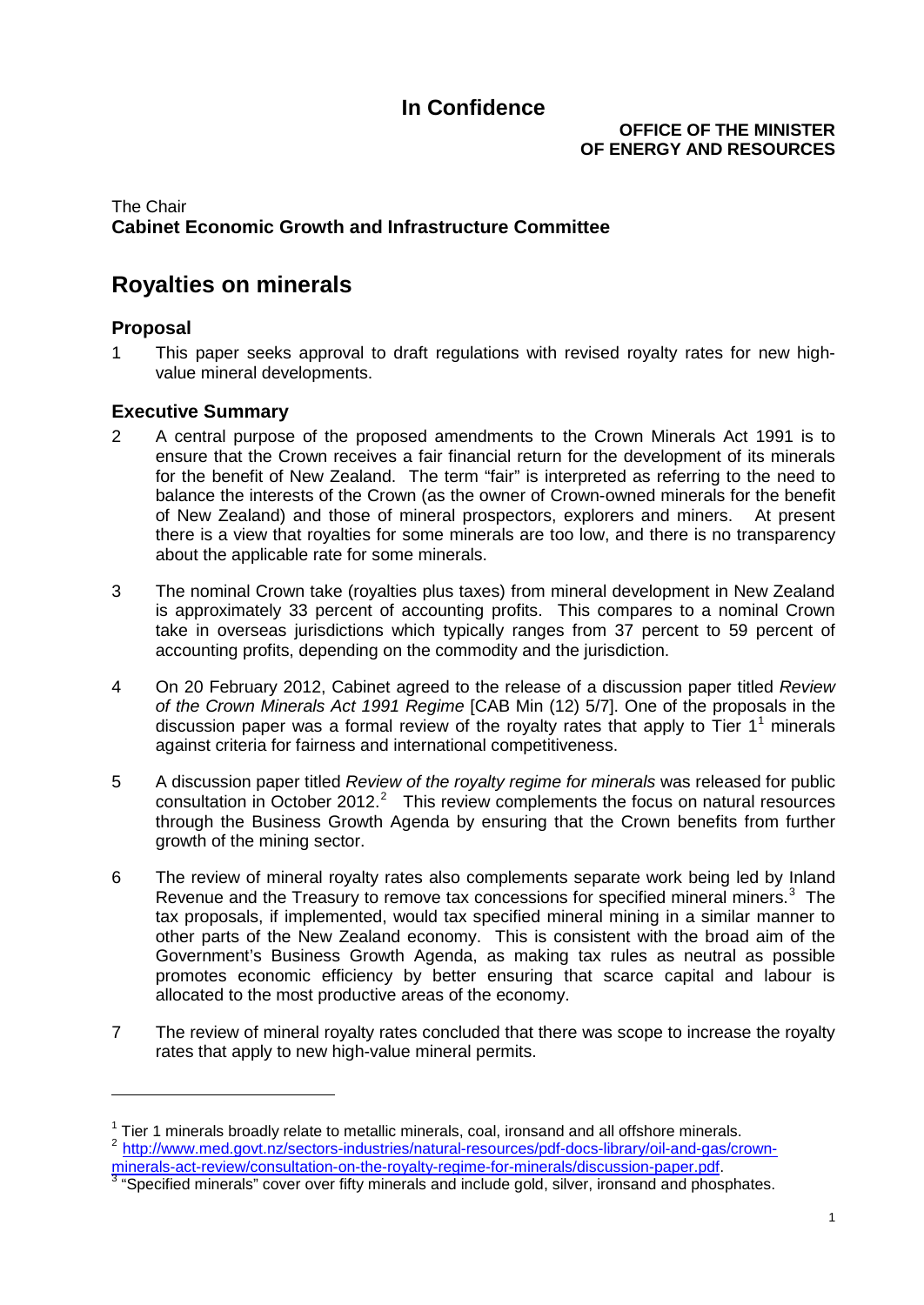**In Confidence**

**OFFICE OF THE MINISTER OF ENERGY AND RESOURCES**

The Chair
**Cabinet Economic Growth and Infrastructure Committee**

# Royalties on minerals

## Proposal

1 This paper seeks approval to draft regulations with revised royalty rates for new high-value mineral developments.

## Executive Summary

2 A central purpose of the proposed amendments to the Crown Minerals Act 1991 is to ensure that the Crown receives a fair financial return for the development of its minerals for the benefit of New Zealand. The term "fair" is interpreted as referring to the need to balance the interests of the Crown (as the owner of Crown-owned minerals for the benefit of New Zealand) and those of mineral prospectors, explorers and miners. At present there is a view that royalties for some minerals are too low, and there is no transparency about the applicable rate for some minerals.

3 The nominal Crown take (royalties plus taxes) from mineral development in New Zealand is approximately 33 percent of accounting profits. This compares to a nominal Crown take in overseas jurisdictions which typically ranges from 37 percent to 59 percent of accounting profits, depending on the commodity and the jurisdiction.

4 On 20 February 2012, Cabinet agreed to the release of a discussion paper titled *Review of the Crown Minerals Act 1991 Regime* [CAB Min (12) 5/7]. One of the proposals in the discussion paper was a formal review of the royalty rates that apply to Tier 1[1] minerals against criteria for fairness and international competitiveness.

5 A discussion paper titled *Review of the royalty regime for minerals* was released for public consultation in October 2012.[2] This review complements the focus on natural resources through the Business Growth Agenda by ensuring that the Crown benefits from further growth of the mining sector.

6 The review of mineral royalty rates also complements separate work being led by Inland Revenue and the Treasury to remove tax concessions for specified mineral miners.[3] The tax proposals, if implemented, would tax specified mineral mining in a similar manner to other parts of the New Zealand economy. This is consistent with the broad aim of the Government's Business Growth Agenda, as making tax rules as neutral as possible promotes economic efficiency by better ensuring that scarce capital and labour is allocated to the most productive areas of the economy.

7 The review of mineral royalty rates concluded that there was scope to increase the royalty rates that apply to new high-value mineral permits.

---

[1] Tier 1 minerals broadly relate to metallic minerals, coal, ironsand and all offshore minerals.
[2] http://www.med.govt.nz/sectors-industries/natural-resources/pdf-docs-library/oil-and-gas/crown-minerals-act-review/consultation-on-the-royalty-regime-for-minerals/discussion-paper.pdf.
[3] "Specified minerals" cover over fifty minerals and include gold, silver, ironsand and phosphates.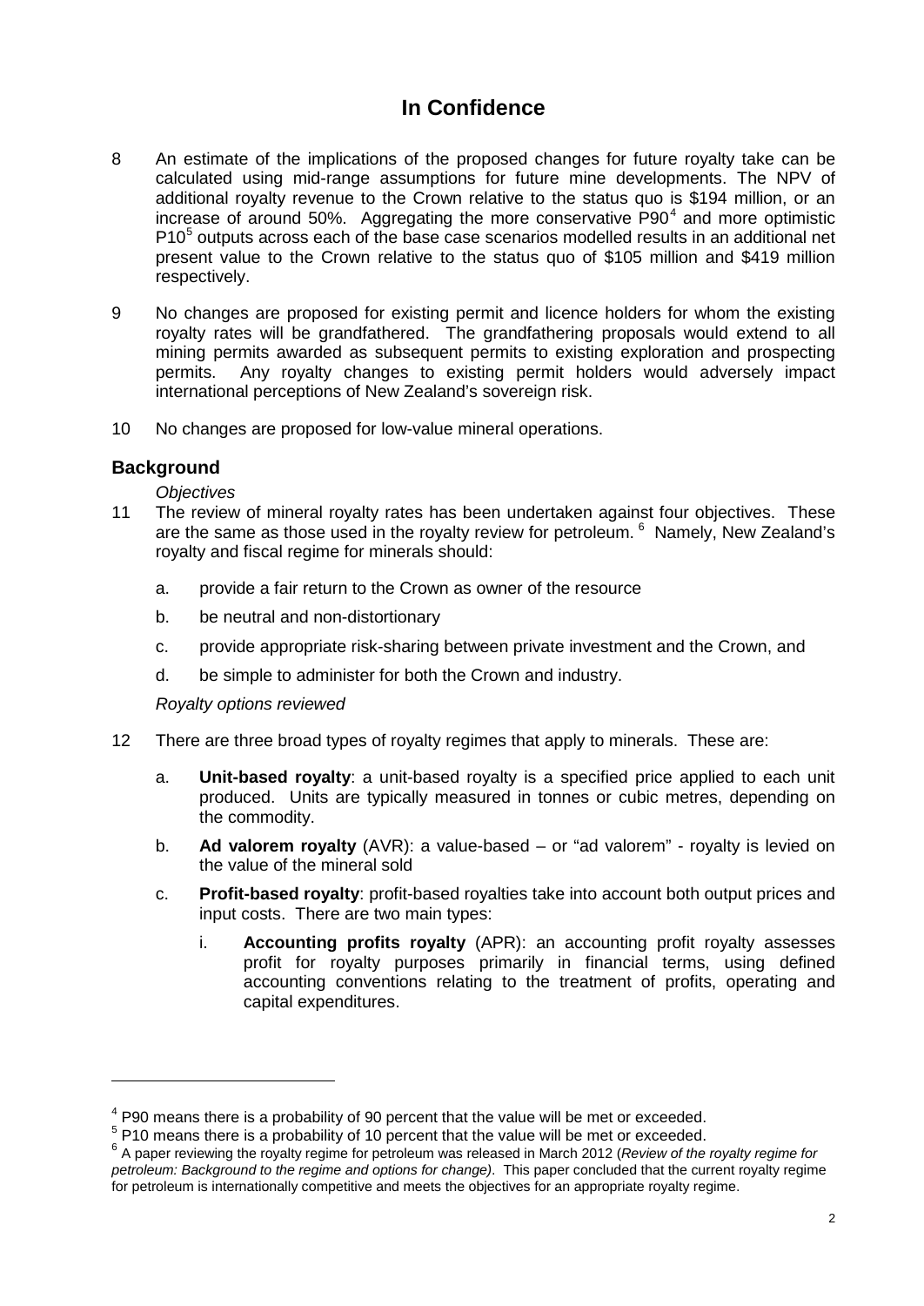**In Confidence**

8 An estimate of the implications of the proposed changes for future royalty take can be calculated using mid-range assumptions for future mine developments. The NPV of additional royalty revenue to the Crown relative to the status quo is $194 million, or an increase of around 50%. Aggregating the more conservative P90[4] and more optimistic P10[5] outputs across each of the base case scenarios modelled results in an additional net present value to the Crown relative to the status quo of $105 million and $419 million respectively.

9 No changes are proposed for existing permit and licence holders for whom the existing royalty rates will be grandfathered. The grandfathering proposals would extend to all mining permits awarded as subsequent permits to existing exploration and prospecting permits. Any royalty changes to existing permit holders would adversely impact international perceptions of New Zealand's sovereign risk.

10 No changes are proposed for low-value mineral operations.

## Background

*Objectives*

11 The review of mineral royalty rates has been undertaken against four objectives. These are the same as those used in the royalty review for petroleum. [6] Namely, New Zealand's royalty and fiscal regime for minerals should:

a. provide a fair return to the Crown as owner of the resource

b. be neutral and non-distortionary

c. provide appropriate risk-sharing between private investment and the Crown, and

d. be simple to administer for both the Crown and industry.

*Royalty options reviewed*

12 There are three broad types of royalty regimes that apply to minerals. These are:

a. **Unit-based royalty**: a unit-based royalty is a specified price applied to each unit produced. Units are typically measured in tonnes or cubic metres, depending on the commodity.

b. **Ad valorem royalty** (AVR): a value-based – or "ad valorem" - royalty is levied on the value of the mineral sold

c. **Profit-based royalty**: profit-based royalties take into account both output prices and input costs. There are two main types:

i. **Accounting profits royalty** (APR): an accounting profit royalty assesses profit for royalty purposes primarily in financial terms, using defined accounting conventions relating to the treatment of profits, operating and capital expenditures.

---

[4] P90 means there is a probability of 90 percent that the value will be met or exceeded.

[5] P10 means there is a probability of 10 percent that the value will be met or exceeded.

[6] A paper reviewing the royalty regime for petroleum was released in March 2012 (*Review of the royalty regime for petroleum: Background to the regime and options for change)*. This paper concluded that the current royalty regime for petroleum is internationally competitive and meets the objectives for an appropriate royalty regime.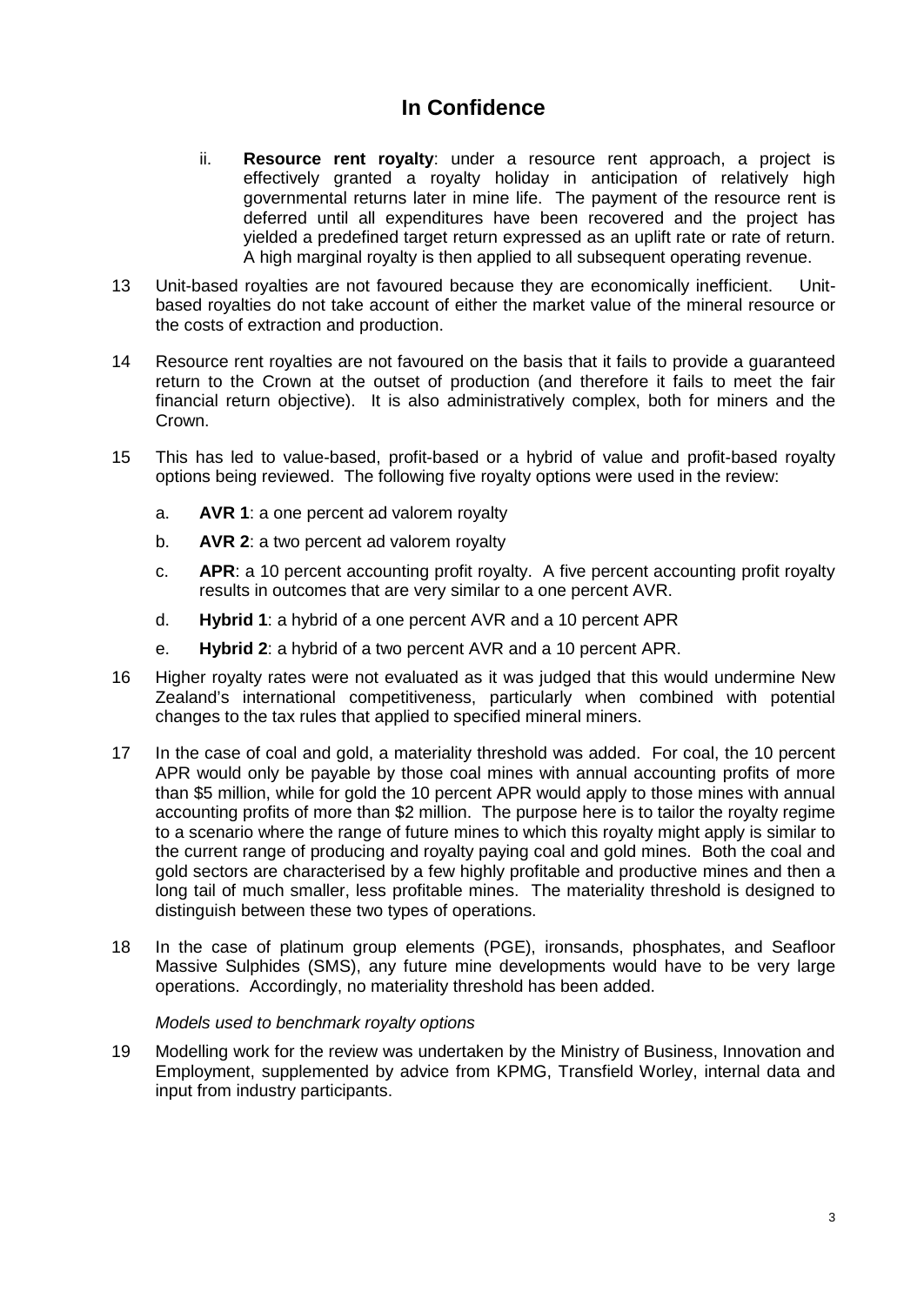ii. **Resource rent royalty**: under a resource rent approach, a project is effectively granted a royalty holiday in anticipation of relatively high governmental returns later in mine life. The payment of the resource rent is deferred until all expenditures have been recovered and the project has yielded a predefined target return expressed as an uplift rate or rate of return. A high marginal royalty is then applied to all subsequent operating revenue.

13 Unit-based royalties are not favoured because they are economically inefficient. Unit-based royalties do not take account of either the market value of the mineral resource or the costs of extraction and production.

14 Resource rent royalties are not favoured on the basis that it fails to provide a guaranteed return to the Crown at the outset of production (and therefore it fails to meet the fair financial return objective). It is also administratively complex, both for miners and the Crown.

15 This has led to value-based, profit-based or a hybrid of value and profit-based royalty options being reviewed. The following five royalty options were used in the review:

a. **AVR 1**: a one percent ad valorem royalty

b. **AVR 2**: a two percent ad valorem royalty

c. **APR**: a 10 percent accounting profit royalty. A five percent accounting profit royalty results in outcomes that are very similar to a one percent AVR.

d. **Hybrid 1**: a hybrid of a one percent AVR and a 10 percent APR

e. **Hybrid 2**: a hybrid of a two percent AVR and a 10 percent APR.

16 Higher royalty rates were not evaluated as it was judged that this would undermine New Zealand's international competitiveness, particularly when combined with potential changes to the tax rules that applied to specified mineral miners.

17 In the case of coal and gold, a materiality threshold was added. For coal, the 10 percent APR would only be payable by those coal mines with annual accounting profits of more than $5 million, while for gold the 10 percent APR would apply to those mines with annual accounting profits of more than $2 million. The purpose here is to tailor the royalty regime to a scenario where the range of future mines to which this royalty might apply is similar to the current range of producing and royalty paying coal and gold mines. Both the coal and gold sectors are characterised by a few highly profitable and productive mines and then a long tail of much smaller, less profitable mines. The materiality threshold is designed to distinguish between these two types of operations.

18 In the case of platinum group elements (PGE), ironsands, phosphates, and Seafloor Massive Sulphides (SMS), any future mine developments would have to be very large operations. Accordingly, no materiality threshold has been added.

*Models used to benchmark royalty options*

19 Modelling work for the review was undertaken by the Ministry of Business, Innovation and Employment, supplemented by advice from KPMG, Transfield Worley, internal data and input from industry participants.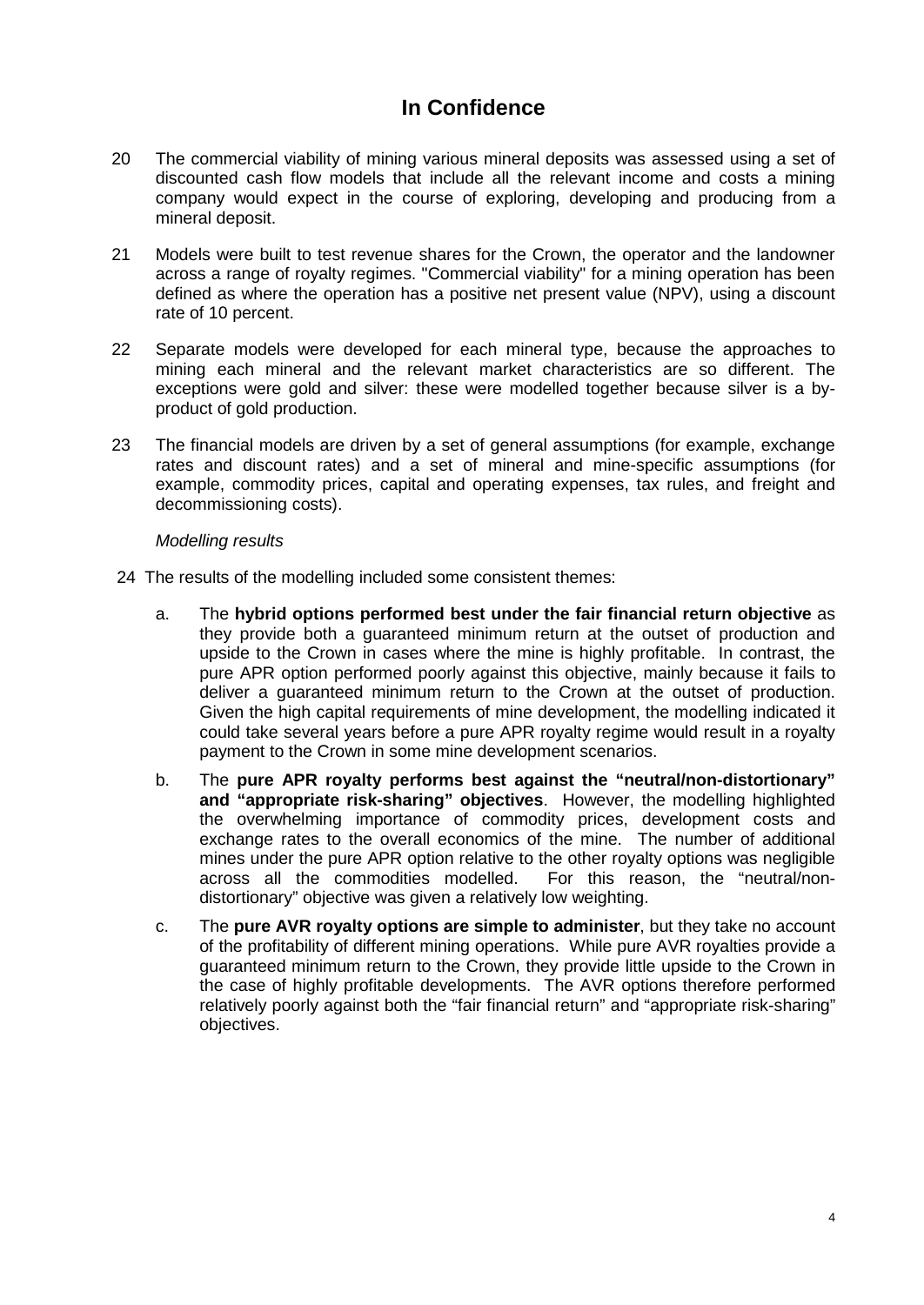**In Confidence**

20 The commercial viability of mining various mineral deposits was assessed using a set of discounted cash flow models that include all the relevant income and costs a mining company would expect in the course of exploring, developing and producing from a mineral deposit.

21 Models were built to test revenue shares for the Crown, the operator and the landowner across a range of royalty regimes. "Commercial viability" for a mining operation has been defined as where the operation has a positive net present value (NPV), using a discount rate of 10 percent.

22 Separate models were developed for each mineral type, because the approaches to mining each mineral and the relevant market characteristics are so different. The exceptions were gold and silver: these were modelled together because silver is a by-product of gold production.

23 The financial models are driven by a set of general assumptions (for example, exchange rates and discount rates) and a set of mineral and mine-specific assumptions (for example, commodity prices, capital and operating expenses, tax rules, and freight and decommissioning costs).

*Modelling results*

24 The results of the modelling included some consistent themes:

a. The **hybrid options performed best under the fair financial return objective** as they provide both a guaranteed minimum return at the outset of production and upside to the Crown in cases where the mine is highly profitable. In contrast, the pure APR option performed poorly against this objective, mainly because it fails to deliver a guaranteed minimum return to the Crown at the outset of production. Given the high capital requirements of mine development, the modelling indicated it could take several years before a pure APR royalty regime would result in a royalty payment to the Crown in some mine development scenarios.

b. The **pure APR royalty performs best against the "neutral/non-distortionary" and "appropriate risk-sharing" objectives**. However, the modelling highlighted the overwhelming importance of commodity prices, development costs and exchange rates to the overall economics of the mine. The number of additional mines under the pure APR option relative to the other royalty options was negligible across all the commodities modelled. For this reason, the "neutral/non-distortionary" objective was given a relatively low weighting.

c. The **pure AVR royalty options are simple to administer**, but they take no account of the profitability of different mining operations. While pure AVR royalties provide a guaranteed minimum return to the Crown, they provide little upside to the Crown in the case of highly profitable developments. The AVR options therefore performed relatively poorly against both the "fair financial return" and "appropriate risk-sharing" objectives.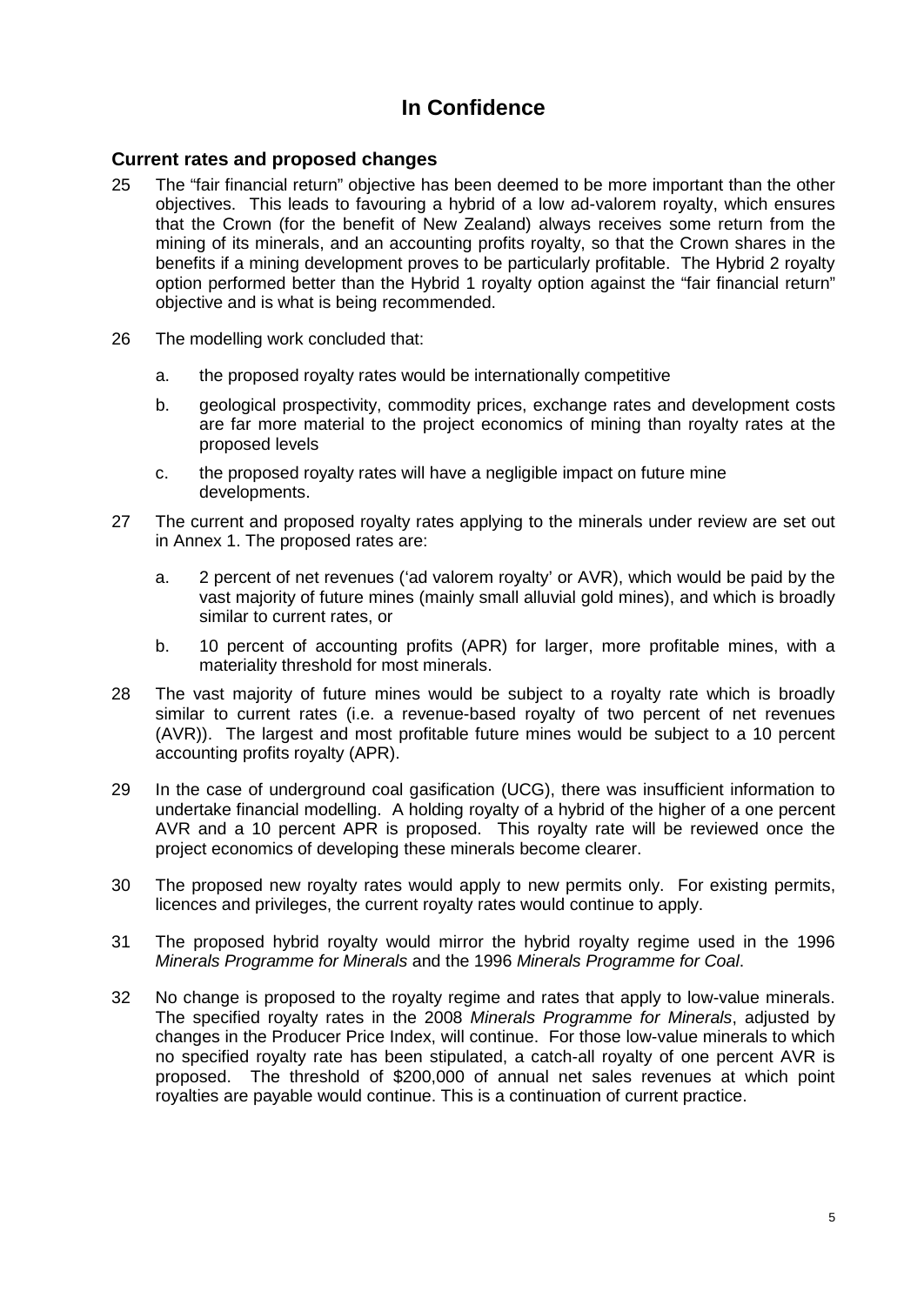**In Confidence**

## Current rates and proposed changes

25 The "fair financial return" objective has been deemed to be more important than the other objectives. This leads to favouring a hybrid of a low ad-valorem royalty, which ensures that the Crown (for the benefit of New Zealand) always receives some return from the mining of its minerals, and an accounting profits royalty, so that the Crown shares in the benefits if a mining development proves to be particularly profitable. The Hybrid 2 royalty option performed better than the Hybrid 1 royalty option against the "fair financial return" objective and is what is being recommended.

26 The modelling work concluded that:

   a. the proposed royalty rates would be internationally competitive

   b. geological prospectivity, commodity prices, exchange rates and development costs are far more material to the project economics of mining than royalty rates at the proposed levels

   c. the proposed royalty rates will have a negligible impact on future mine developments.

27 The current and proposed royalty rates applying to the minerals under review are set out in Annex 1. The proposed rates are:

   a. 2 percent of net revenues ('ad valorem royalty' or AVR), which would be paid by the vast majority of future mines (mainly small alluvial gold mines), and which is broadly similar to current rates, or

   b. 10 percent of accounting profits (APR) for larger, more profitable mines, with a materiality threshold for most minerals.

28 The vast majority of future mines would be subject to a royalty rate which is broadly similar to current rates (i.e. a revenue-based royalty of two percent of net revenues (AVR)). The largest and most profitable future mines would be subject to a 10 percent accounting profits royalty (APR).

29 In the case of underground coal gasification (UCG), there was insufficient information to undertake financial modelling. A holding royalty of a hybrid of the higher of a one percent AVR and a 10 percent APR is proposed. This royalty rate will be reviewed once the project economics of developing these minerals become clearer.

30 The proposed new royalty rates would apply to new permits only. For existing permits, licences and privileges, the current royalty rates would continue to apply.

31 The proposed hybrid royalty would mirror the hybrid royalty regime used in the 1996 *Minerals Programme for Minerals* and the 1996 *Minerals Programme for Coal*.

32 No change is proposed to the royalty regime and rates that apply to low-value minerals. The specified royalty rates in the 2008 *Minerals Programme for Minerals*, adjusted by changes in the Producer Price Index, will continue. For those low-value minerals to which no specified royalty rate has been stipulated, a catch-all royalty of one percent AVR is proposed. The threshold of $200,000 of annual net sales revenues at which point royalties are payable would continue. This is a continuation of current practice.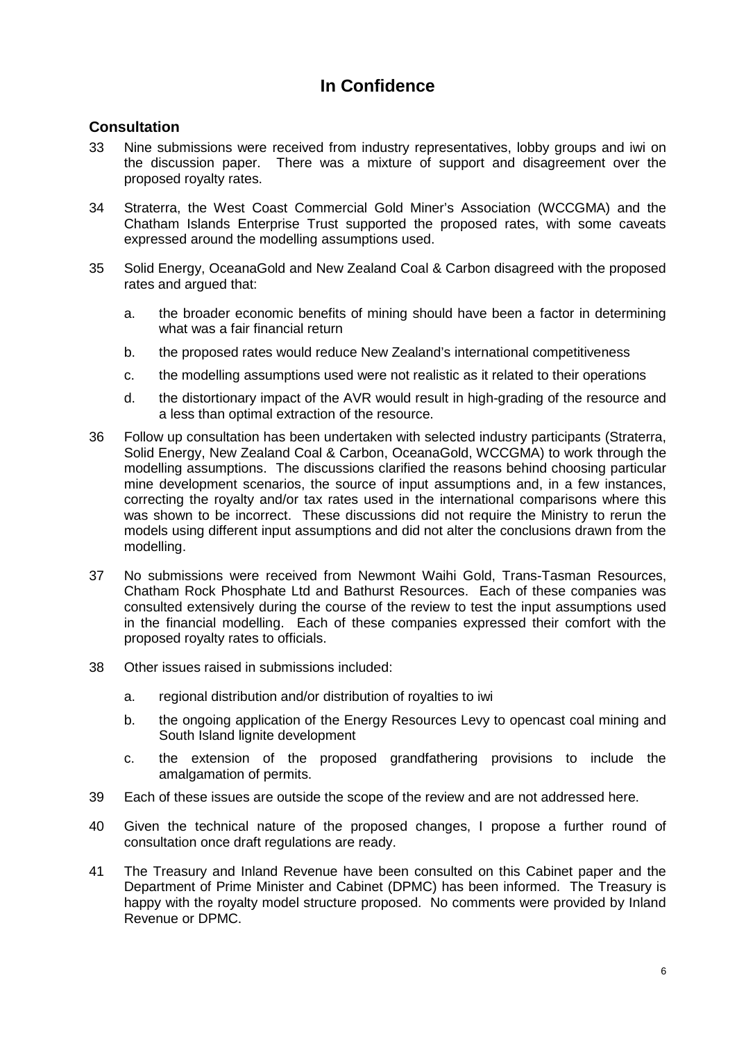**In Confidence**

## Consultation

33 Nine submissions were received from industry representatives, lobby groups and iwi on the discussion paper. There was a mixture of support and disagreement over the proposed royalty rates.

34 Straterra, the West Coast Commercial Gold Miner's Association (WCCGMA) and the Chatham Islands Enterprise Trust supported the proposed rates, with some caveats expressed around the modelling assumptions used.

35 Solid Energy, OceanaGold and New Zealand Coal & Carbon disagreed with the proposed rates and argued that:

a. the broader economic benefits of mining should have been a factor in determining what was a fair financial return

b. the proposed rates would reduce New Zealand's international competitiveness

c. the modelling assumptions used were not realistic as it related to their operations

d. the distortionary impact of the AVR would result in high-grading of the resource and a less than optimal extraction of the resource.

36 Follow up consultation has been undertaken with selected industry participants (Straterra, Solid Energy, New Zealand Coal & Carbon, OceanaGold, WCCGMA) to work through the modelling assumptions. The discussions clarified the reasons behind choosing particular mine development scenarios, the source of input assumptions and, in a few instances, correcting the royalty and/or tax rates used in the international comparisons where this was shown to be incorrect. These discussions did not require the Ministry to rerun the models using different input assumptions and did not alter the conclusions drawn from the modelling.

37 No submissions were received from Newmont Waihi Gold, Trans-Tasman Resources, Chatham Rock Phosphate Ltd and Bathurst Resources. Each of these companies was consulted extensively during the course of the review to test the input assumptions used in the financial modelling. Each of these companies expressed their comfort with the proposed royalty rates to officials.

38 Other issues raised in submissions included:

a. regional distribution and/or distribution of royalties to iwi

b. the ongoing application of the Energy Resources Levy to opencast coal mining and South Island lignite development

c. the extension of the proposed grandfathering provisions to include the amalgamation of permits.

39 Each of these issues are outside the scope of the review and are not addressed here.

40 Given the technical nature of the proposed changes, I propose a further round of consultation once draft regulations are ready.

41 The Treasury and Inland Revenue have been consulted on this Cabinet paper and the Department of Prime Minister and Cabinet (DPMC) has been informed. The Treasury is happy with the royalty model structure proposed. No comments were provided by Inland Revenue or DPMC.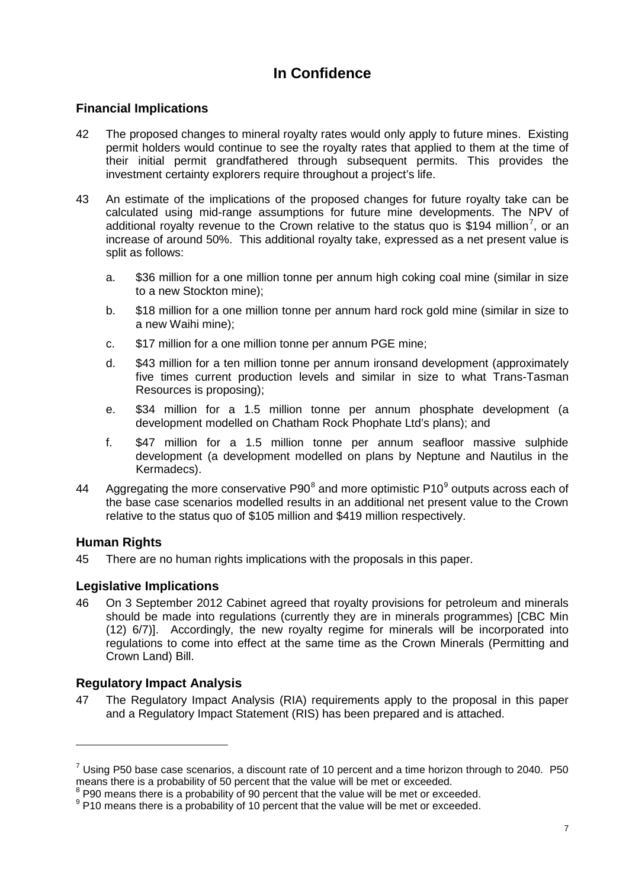**In Confidence**

## Financial Implications

42 The proposed changes to mineral royalty rates would only apply to future mines. Existing permit holders would continue to see the royalty rates that applied to them at the time of their initial permit grandfathered through subsequent permits. This provides the investment certainty explorers require throughout a project's life.

43 An estimate of the implications of the proposed changes for future royalty take can be calculated using mid-range assumptions for future mine developments. The NPV of additional royalty revenue to the Crown relative to the status quo is $194 million[7], or an increase of around 50%. This additional royalty take, expressed as a net present value is split as follows:

a. $36 million for a one million tonne per annum high coking coal mine (similar in size to a new Stockton mine);

b. $18 million for a one million tonne per annum hard rock gold mine (similar in size to a new Waihi mine);

c. $17 million for a one million tonne per annum PGE mine;

d. $43 million for a ten million tonne per annum ironsand development (approximately five times current production levels and similar in size to what Trans-Tasman Resources is proposing);

e. $34 million for a 1.5 million tonne per annum phosphate development (a development modelled on Chatham Rock Phophate Ltd's plans); and

f. $47 million for a 1.5 million tonne per annum seafloor massive sulphide development (a development modelled on plans by Neptune and Nautilus in the Kermadecs).

44 Aggregating the more conservative P90[8] and more optimistic P10[9] outputs across each of the base case scenarios modelled results in an additional net present value to the Crown relative to the status quo of $105 million and $419 million respectively.

## Human Rights

45 There are no human rights implications with the proposals in this paper.

## Legislative Implications

46 On 3 September 2012 Cabinet agreed that royalty provisions for petroleum and minerals should be made into regulations (currently they are in minerals programmes) [CBC Min (12) 6/7)]. Accordingly, the new royalty regime for minerals will be incorporated into regulations to come into effect at the same time as the Crown Minerals (Permitting and Crown Land) Bill.

## Regulatory Impact Analysis

47 The Regulatory Impact Analysis (RIA) requirements apply to the proposal in this paper and a Regulatory Impact Statement (RIS) has been prepared and is attached.

---

[7] Using P50 base case scenarios, a discount rate of 10 percent and a time horizon through to 2040. P50 means there is a probability of 50 percent that the value will be met or exceeded.

[8] P90 means there is a probability of 90 percent that the value will be met or exceeded.

[9] P10 means there is a probability of 10 percent that the value will be met or exceeded.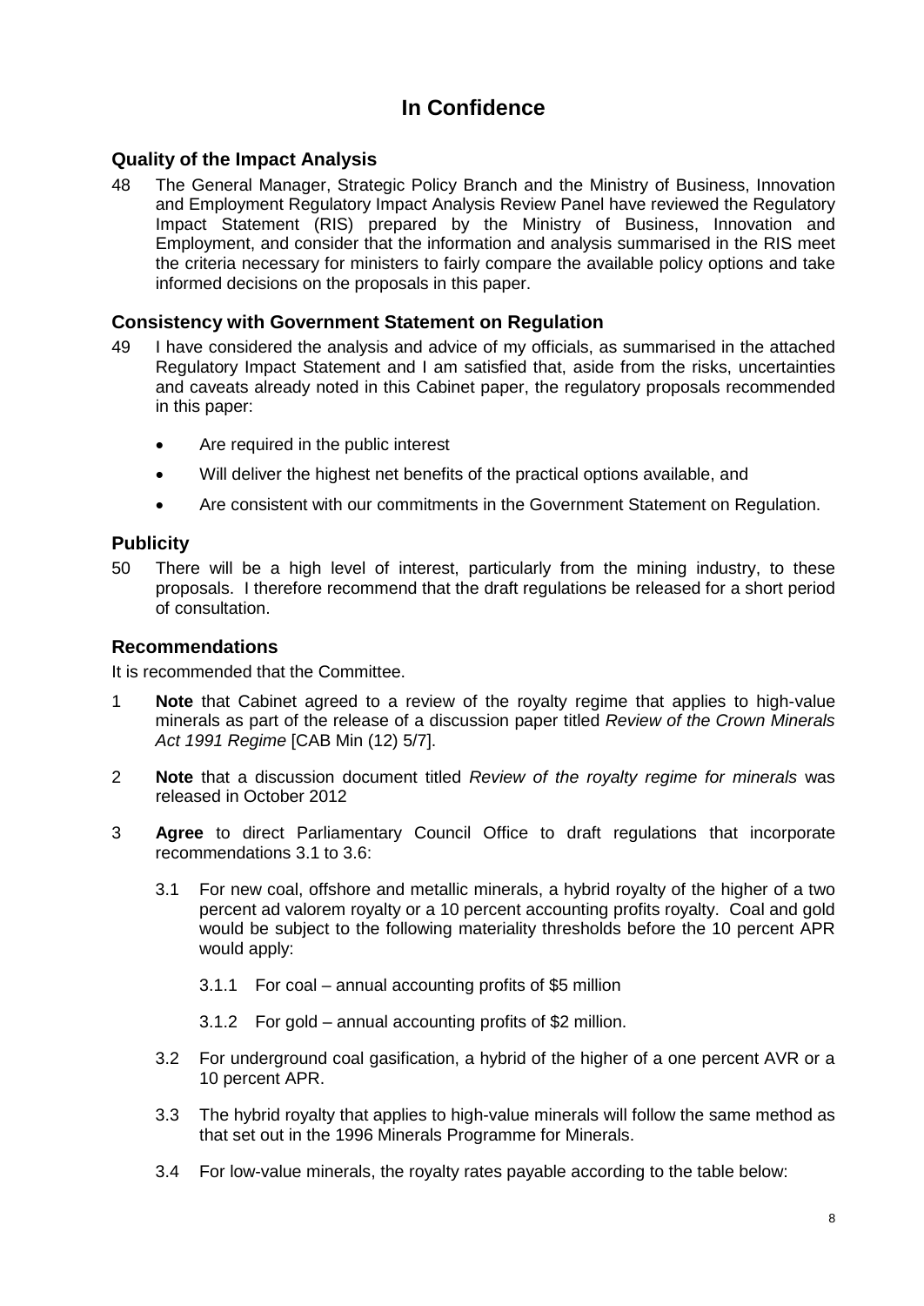# In Confidence

## Quality of the Impact Analysis

48 The General Manager, Strategic Policy Branch and the Ministry of Business, Innovation and Employment Regulatory Impact Analysis Review Panel have reviewed the Regulatory Impact Statement (RIS) prepared by the Ministry of Business, Innovation and Employment, and consider that the information and analysis summarised in the RIS meet the criteria necessary for ministers to fairly compare the available policy options and take informed decisions on the proposals in this paper.

## Consistency with Government Statement on Regulation

49 I have considered the analysis and advice of my officials, as summarised in the attached Regulatory Impact Statement and I am satisfied that, aside from the risks, uncertainties and caveats already noted in this Cabinet paper, the regulatory proposals recommended in this paper:

- Are required in the public interest
- Will deliver the highest net benefits of the practical options available, and
- Are consistent with our commitments in the Government Statement on Regulation.

## Publicity

50 There will be a high level of interest, particularly from the mining industry, to these proposals. I therefore recommend that the draft regulations be released for a short period of consultation.

## Recommendations

It is recommended that the Committee.

1 **Note** that Cabinet agreed to a review of the royalty regime that applies to high-value minerals as part of the release of a discussion paper titled *Review of the Crown Minerals Act 1991 Regime* [CAB Min (12) 5/7].

2 **Note** that a discussion document titled *Review of the royalty regime for minerals* was released in October 2012

3 **Agree** to direct Parliamentary Council Office to draft regulations that incorporate recommendations 3.1 to 3.6:

3.1 For new coal, offshore and metallic minerals, a hybrid royalty of the higher of a two percent ad valorem royalty or a 10 percent accounting profits royalty. Coal and gold would be subject to the following materiality thresholds before the 10 percent APR would apply:

3.1.1 For coal – annual accounting profits of $5 million

3.1.2 For gold – annual accounting profits of $2 million.

3.2 For underground coal gasification, a hybrid of the higher of a one percent AVR or a 10 percent APR.

3.3 The hybrid royalty that applies to high-value minerals will follow the same method as that set out in the 1996 Minerals Programme for Minerals.

3.4 For low-value minerals, the royalty rates payable according to the table below: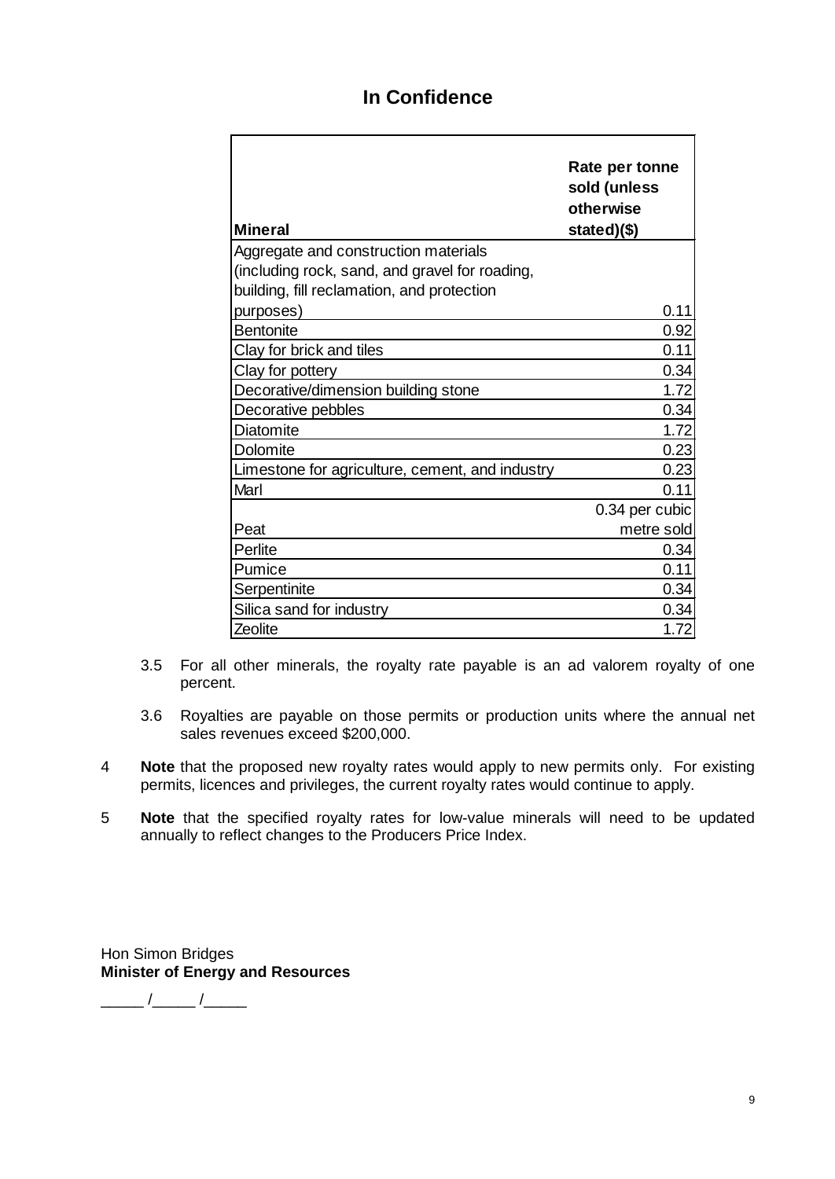**In Confidence**

| Mineral | Rate per tonne sold (unless otherwise stated)($) |
|---|---|
| Aggregate and construction materials (including rock, sand, and gravel for roading, building, fill reclamation, and protection purposes) | 0.11 |
| Bentonite | 0.92 |
| Clay for brick and tiles | 0.11 |
| Clay for pottery | 0.34 |
| Decorative/dimension building stone | 1.72 |
| Decorative pebbles | 0.34 |
| Diatomite | 1.72 |
| Dolomite | 0.23 |
| Limestone for agriculture, cement, and industry | 0.23 |
| Marl | 0.11 |
| Peat | 0.34 per cubic metre sold |
| Perlite | 0.34 |
| Pumice | 0.11 |
| Serpentinite | 0.34 |
| Silica sand for industry | 0.34 |
| Zeolite | 1.72 |

3.5 For all other minerals, the royalty rate payable is an ad valorem royalty of one percent.

3.6 Royalties are payable on those permits or production units where the annual net sales revenues exceed $200,000.

4 **Note** that the proposed new royalty rates would apply to new permits only. For existing permits, licences and privileges, the current royalty rates would continue to apply.

5 **Note** that the specified royalty rates for low-value minerals will need to be updated annually to reflect changes to the Producers Price Index.

Hon Simon Bridges
**Minister of Energy and Resources**

_____ /_____ /_____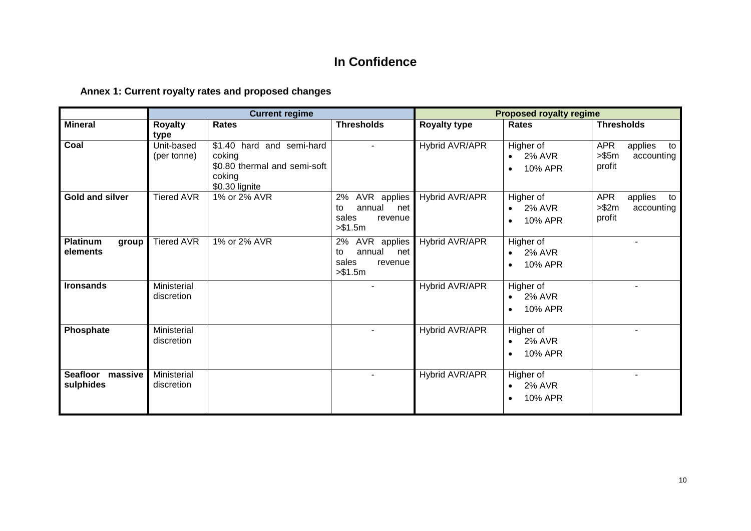# In Confidence

## Annex 1: Current royalty rates and proposed changes

| | Current regime | | | Proposed royalty regime | | |
|---|---|---|---|---|---|---|
| **Mineral** | **Royalty type** | **Rates** | **Thresholds** | **Royalty type** | **Rates** | **Thresholds** |
| **Coal** | Unit-based (per tonne) | $1.40 hard and semi-hard coking<br>$0.80 thermal and semi-soft coking<br>$0.30 lignite | - | Hybrid AVR/APR | Higher of<br>• 2% AVR<br>• 10% APR | APR applies to >$5m accounting profit |
| **Gold and silver** | Tiered AVR | 1% or 2% AVR | 2% AVR applies to annual net sales revenue >$1.5m | Hybrid AVR/APR | Higher of<br>• 2% AVR<br>• 10% APR | APR applies to >$2m accounting profit |
| **Platinum group elements** | Tiered AVR | 1% or 2% AVR | 2% AVR applies to annual net sales revenue >$1.5m | Hybrid AVR/APR | Higher of<br>• 2% AVR<br>• 10% APR | - |
| **Ironsands** | Ministerial discretion | | - | Hybrid AVR/APR | Higher of<br>• 2% AVR<br>• 10% APR | - |
| **Phosphate** | Ministerial discretion | | - | Hybrid AVR/APR | Higher of<br>• 2% AVR<br>• 10% APR | - |
| **Seafloor massive sulphides** | Ministerial discretion | | - | Hybrid AVR/APR | Higher of<br>• 2% AVR<br>• 10% APR | - |